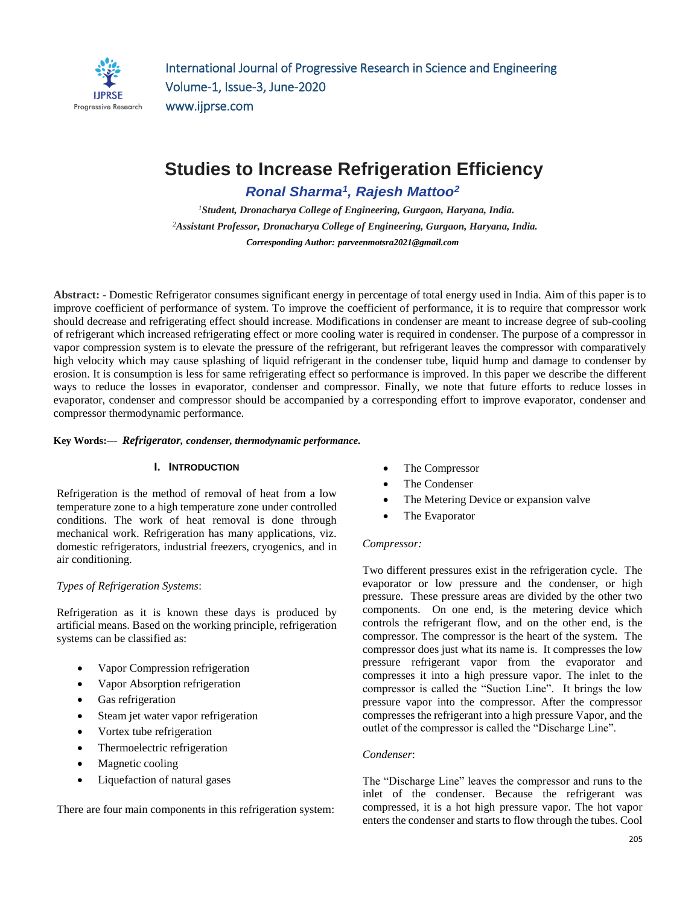# Studies to Increase Refrigeration Efficiency

***Ronal Sharma[1], Rajesh Mattoo[2]***

[1]*Student, Dronacharya College of Engineering, Gurgaon, Haryana, India.*
[2]*Assistant Professor, Dronacharya College of Engineering, Gurgaon, Haryana, India.*
*Corresponding Author: parveenmotsra2021@gmail.com*

**Abstract: -** Domestic Refrigerator consumes significant energy in percentage of total energy used in India. Aim of this paper is to improve coefficient of performance of system. To improve the coefficient of performance, it is to require that compressor work should decrease and refrigerating effect should increase. Modifications in condenser are meant to increase degree of sub-cooling of refrigerant which increased refrigerating effect or more cooling water is required in condenser. The purpose of a compressor in vapor compression system is to elevate the pressure of the refrigerant, but refrigerant leaves the compressor with comparatively high velocity which may cause splashing of liquid refrigerant in the condenser tube, liquid hump and damage to condenser by erosion. It is consumption is less for same refrigerating effect so performance is improved. In this paper we describe the different ways to reduce the losses in evaporator, condenser and compressor. Finally, we note that future efforts to reduce losses in evaporator, condenser and compressor should be accompanied by a corresponding effort to improve evaporator, condenser and compressor thermodynamic performance.

**Key Words:—** ***Refrigerator, condenser, thermodynamic performance.***

## I. Introduction

Refrigeration is the method of removal of heat from a low temperature zone to a high temperature zone under controlled conditions. The work of heat removal is done through mechanical work. Refrigeration has many applications, viz. domestic refrigerators, industrial freezers, cryogenics, and in air conditioning.

*Types of Refrigeration Systems*:

Refrigeration as it is known these days is produced by artificial means. Based on the working principle, refrigeration systems can be classified as:

- Vapor Compression refrigeration
- Vapor Absorption refrigeration
- Gas refrigeration
- Steam jet water vapor refrigeration
- Vortex tube refrigeration
- Thermoelectric refrigeration
- Magnetic cooling
- Liquefaction of natural gases

There are four main components in this refrigeration system:

- The Compressor
- The Condenser
- The Metering Device or expansion valve
- The Evaporator

*Compressor:*

Two different pressures exist in the refrigeration cycle. The evaporator or low pressure and the condenser, or high pressure. These pressure areas are divided by the other two components. On one end, is the metering device which controls the refrigerant flow, and on the other end, is the compressor. The compressor is the heart of the system. The compressor does just what its name is. It compresses the low pressure refrigerant vapor from the evaporator and compresses it into a high pressure vapor. The inlet to the compressor is called the "Suction Line". It brings the low pressure vapor into the compressor. After the compressor compresses the refrigerant into a high pressure Vapor, and the outlet of the compressor is called the "Discharge Line".

*Condenser*:

The "Discharge Line" leaves the compressor and runs to the inlet of the condenser. Because the refrigerant was compressed, it is a hot high pressure vapor. The hot vapor enters the condenser and starts to flow through the tubes. Cool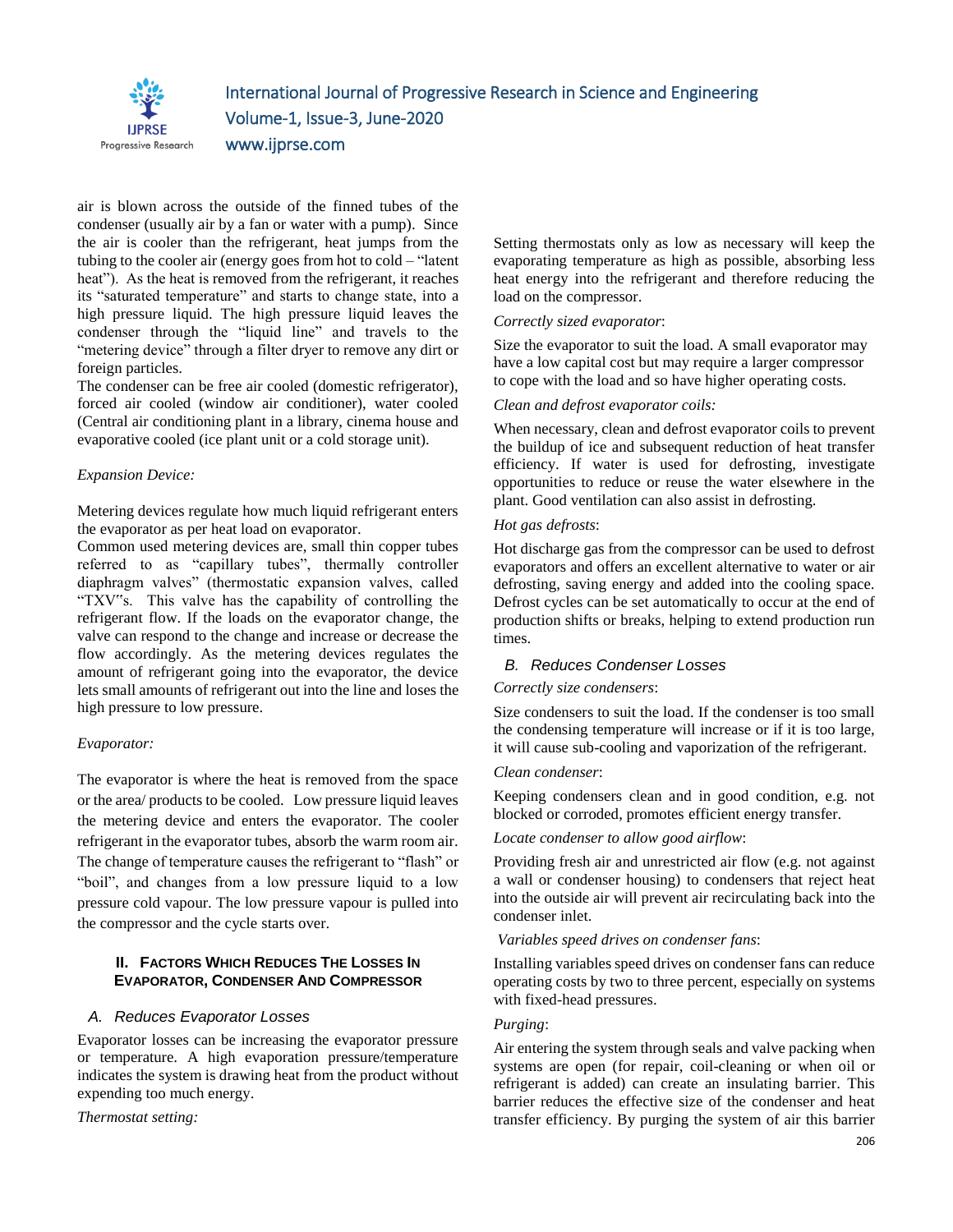air is blown across the outside of the finned tubes of the condenser (usually air by a fan or water with a pump). Since the air is cooler than the refrigerant, heat jumps from the tubing to the cooler air (energy goes from hot to cold – "latent heat"). As the heat is removed from the refrigerant, it reaches its "saturated temperature" and starts to change state, into a high pressure liquid. The high pressure liquid leaves the condenser through the "liquid line" and travels to the "metering device" through a filter dryer to remove any dirt or foreign particles.
The condenser can be free air cooled (domestic refrigerator), forced air cooled (window air conditioner), water cooled (Central air conditioning plant in a library, cinema house and evaporative cooled (ice plant unit or a cold storage unit).

*Expansion Device:*

Metering devices regulate how much liquid refrigerant enters the evaporator as per heat load on evaporator.
Common used metering devices are, small thin copper tubes referred to as "capillary tubes", thermally controller diaphragm valves" (thermostatic expansion valves, called "TXV"s. This valve has the capability of controlling the refrigerant flow. If the loads on the evaporator change, the valve can respond to the change and increase or decrease the flow accordingly. As the metering devices regulates the amount of refrigerant going into the evaporator, the device lets small amounts of refrigerant out into the line and loses the high pressure to low pressure.

*Evaporator:*

The evaporator is where the heat is removed from the space or the area/ products to be cooled. Low pressure liquid leaves the metering device and enters the evaporator. The cooler refrigerant in the evaporator tubes, absorb the warm room air. The change of temperature causes the refrigerant to "flash" or "boil", and changes from a low pressure liquid to a low pressure cold vapour. The low pressure vapour is pulled into the compressor and the cycle starts over.

## II. Factors Which Reduces The Losses In Evaporator, Condenser And Compressor

### A. Reduces Evaporator Losses

Evaporator losses can be increasing the evaporator pressure or temperature. A high evaporation pressure/temperature indicates the system is drawing heat from the product without expending too much energy.

*Thermostat setting:*

Setting thermostats only as low as necessary will keep the evaporating temperature as high as possible, absorbing less heat energy into the refrigerant and therefore reducing the load on the compressor.

*Correctly sized evaporator*:

Size the evaporator to suit the load. A small evaporator may have a low capital cost but may require a larger compressor to cope with the load and so have higher operating costs.

*Clean and defrost evaporator coils:*

When necessary, clean and defrost evaporator coils to prevent the buildup of ice and subsequent reduction of heat transfer efficiency. If water is used for defrosting, investigate opportunities to reduce or reuse the water elsewhere in the plant. Good ventilation can also assist in defrosting.

*Hot gas defrosts*:

Hot discharge gas from the compressor can be used to defrost evaporators and offers an excellent alternative to water or air defrosting, saving energy and added into the cooling space. Defrost cycles can be set automatically to occur at the end of production shifts or breaks, helping to extend production run times.

### B. Reduces Condenser Losses

*Correctly size condensers*:

Size condensers to suit the load. If the condenser is too small the condensing temperature will increase or if it is too large, it will cause sub-cooling and vaporization of the refrigerant.

*Clean condenser*:

Keeping condensers clean and in good condition, e.g. not blocked or corroded, promotes efficient energy transfer.

*Locate condenser to allow good airflow*:

Providing fresh air and unrestricted air flow (e.g. not against a wall or condenser housing) to condensers that reject heat into the outside air will prevent air recirculating back into the condenser inlet.

*Variables speed drives on condenser fans*:

Installing variables speed drives on condenser fans can reduce operating costs by two to three percent, especially on systems with fixed-head pressures.

*Purging*:

Air entering the system through seals and valve packing when systems are open (for repair, coil-cleaning or when oil or refrigerant is added) can create an insulating barrier. This barrier reduces the effective size of the condenser and heat transfer efficiency. By purging the system of air this barrier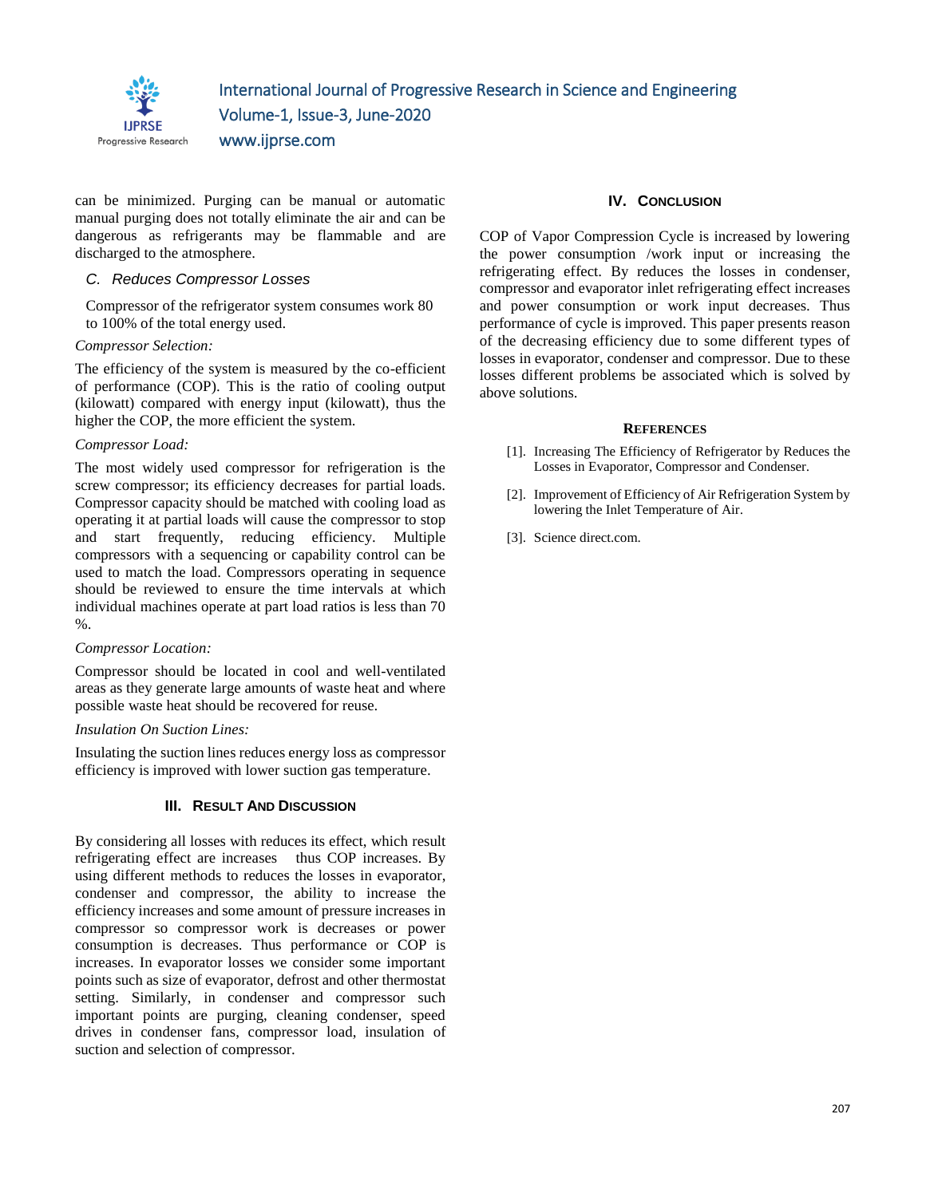can be minimized. Purging can be manual or automatic manual purging does not totally eliminate the air and can be dangerous as refrigerants may be flammable and are discharged to the atmosphere.

### *C. Reduces Compressor Losses*

Compressor of the refrigerator system consumes work 80 to 100% of the total energy used.

*Compressor Selection:*

The efficiency of the system is measured by the co-efficient of performance (COP). This is the ratio of cooling output (kilowatt) compared with energy input (kilowatt), thus the higher the COP, the more efficient the system.

*Compressor Load:*

The most widely used compressor for refrigeration is the screw compressor; its efficiency decreases for partial loads. Compressor capacity should be matched with cooling load as operating it at partial loads will cause the compressor to stop and start frequently, reducing efficiency. Multiple compressors with a sequencing or capability control can be used to match the load. Compressors operating in sequence should be reviewed to ensure the time intervals at which individual machines operate at part load ratios is less than 70 %.

*Compressor Location:*

Compressor should be located in cool and well-ventilated areas as they generate large amounts of waste heat and where possible waste heat should be recovered for reuse.

*Insulation On Suction Lines:*

Insulating the suction lines reduces energy loss as compressor efficiency is improved with lower suction gas temperature.

## III. Result And Discussion

By considering all losses with reduces its effect, which result refrigerating effect are increases thus COP increases. By using different methods to reduces the losses in evaporator, condenser and compressor, the ability to increase the efficiency increases and some amount of pressure increases in compressor so compressor work is decreases or power consumption is decreases. Thus performance or COP is increases. In evaporator losses we consider some important points such as size of evaporator, defrost and other thermostat setting. Similarly, in condenser and compressor such important points are purging, cleaning condenser, speed drives in condenser fans, compressor load, insulation of suction and selection of compressor.

## IV. Conclusion

COP of Vapor Compression Cycle is increased by lowering the power consumption /work input or increasing the refrigerating effect. By reduces the losses in condenser, compressor and evaporator inlet refrigerating effect increases and power consumption or work input decreases. Thus performance of cycle is improved. This paper presents reason of the decreasing efficiency due to some different types of losses in evaporator, condenser and compressor. Due to these losses different problems be associated which is solved by above solutions.

## References

[1]. Increasing The Efficiency of Refrigerator by Reduces the Losses in Evaporator, Compressor and Condenser.

[2]. Improvement of Efficiency of Air Refrigeration System by lowering the Inlet Temperature of Air.

[3]. Science direct.com.